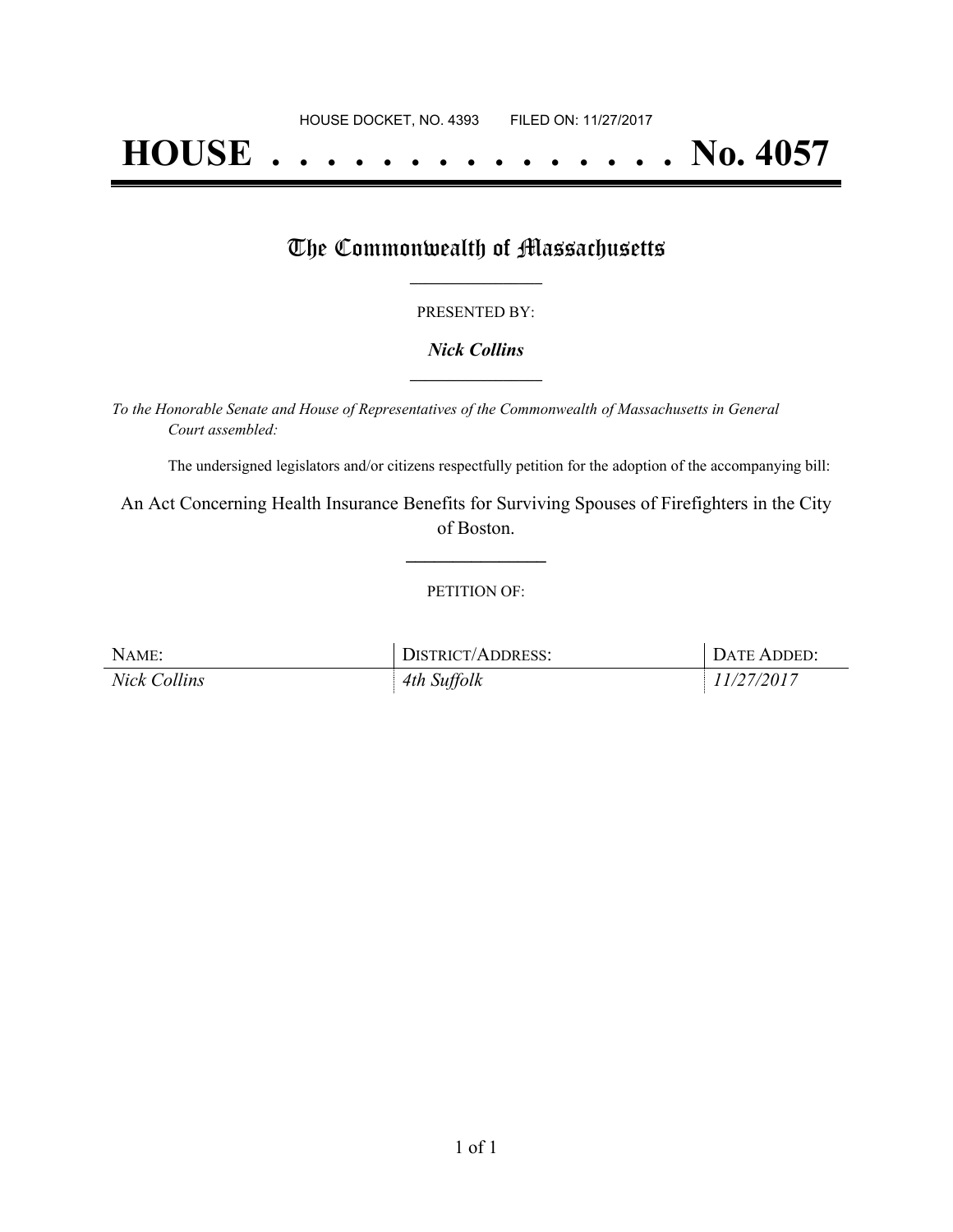HOUSE DOCKET, NO. 4393 FILED ON: 11/27/2017

# HOUSE . . . . . . . . . . . . . . . No. 4057

## The Commonwealth of Massachusetts

PRESENTED BY:

***Nick Collins***

*To the Honorable Senate and House of Representatives of the Commonwealth of Massachusetts in General Court assembled:*

The undersigned legislators and/or citizens respectfully petition for the adoption of the accompanying bill:

An Act Concerning Health Insurance Benefits for Surviving Spouses of Firefighters in the City of Boston.

PETITION OF:

| NAME: | DISTRICT/ADDRESS: | DATE ADDED: |
| --- | --- | --- |
| *Nick Collins* | *4th Suffolk* | *11/27/2017* |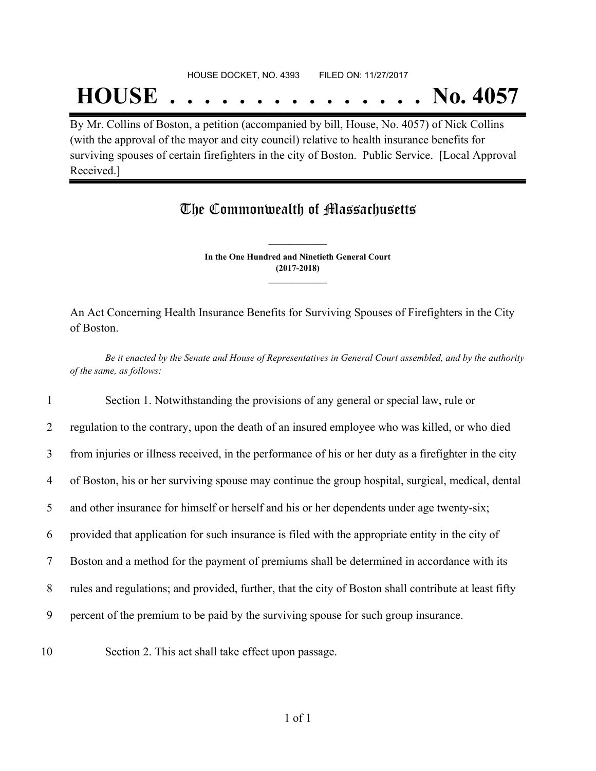HOUSE DOCKET, NO. 4393 FILED ON: 11/27/2017

# HOUSE . . . . . . . . . . . . . . . No. 4057

By Mr. Collins of Boston, a petition (accompanied by bill, House, No. 4057) of Nick Collins (with the approval of the mayor and city council) relative to health insurance benefits for surviving spouses of certain firefighters in the city of Boston. Public Service. [Local Approval Received.]

## The Commonwealth of Massachusetts

**In the One Hundred and Ninetieth General Court**
**(2017-2018)**

An Act Concerning Health Insurance Benefits for Surviving Spouses of Firefighters in the City of Boston.

*Be it enacted by the Senate and House of Representatives in General Court assembled, and by the authority of the same, as follows:*

1 Section 1. Notwithstanding the provisions of any general or special law, rule or
2 regulation to the contrary, upon the death of an insured employee who was killed, or who died
3 from injuries or illness received, in the performance of his or her duty as a firefighter in the city
4 of Boston, his or her surviving spouse may continue the group hospital, surgical, medical, dental
5 and other insurance for himself or herself and his or her dependents under age twenty-six;
6 provided that application for such insurance is filed with the appropriate entity in the city of
7 Boston and a method for the payment of premiums shall be determined in accordance with its
8 rules and regulations; and provided, further, that the city of Boston shall contribute at least fifty
9 percent of the premium to be paid by the surviving spouse for such group insurance.

10 Section 2. This act shall take effect upon passage.